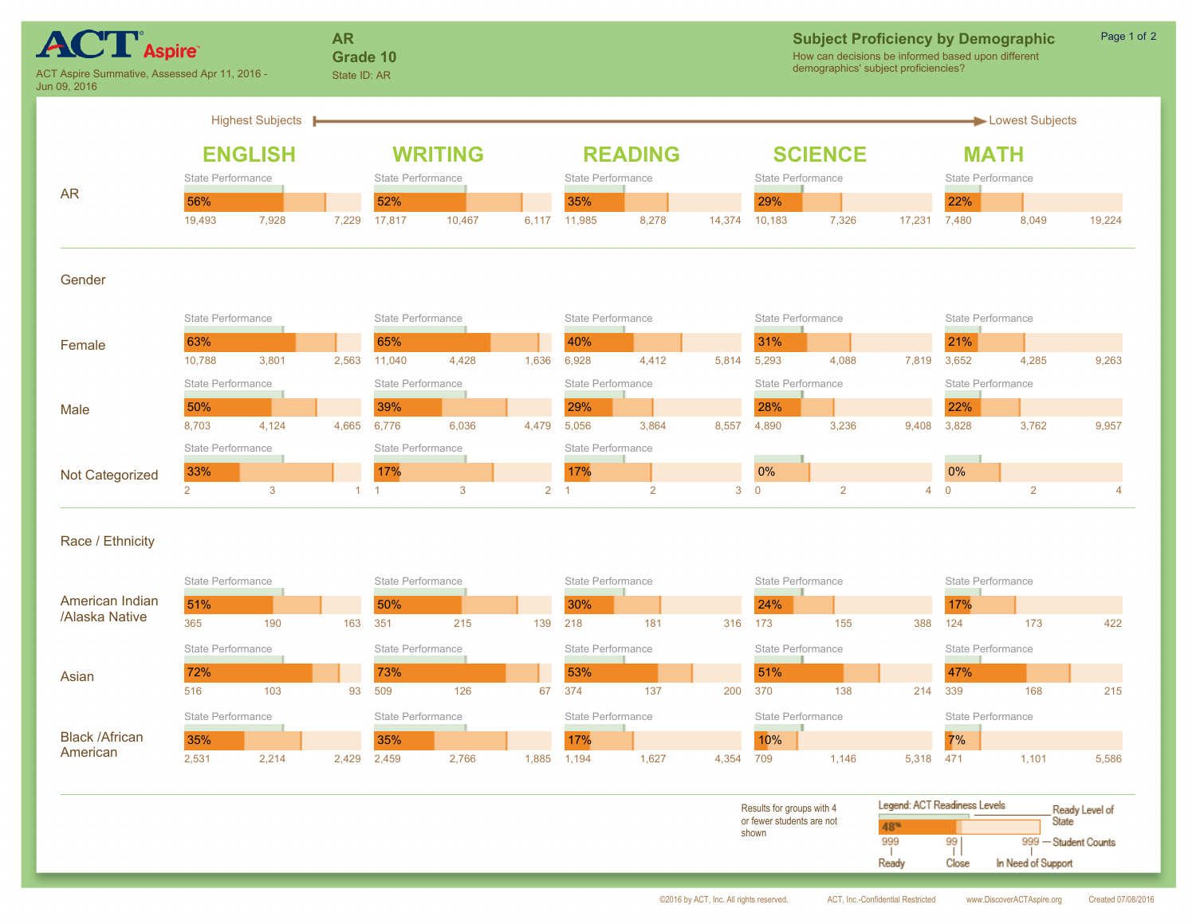# ACT Aspire

ACT Aspire Summative, Assessed Apr 11, 2016 - Jun 09, 2016

**AR**
**Grade 10**
State ID: AR

## Subject Proficiency by Demographic

How can decisions be informed based upon different demographics' subject proficiencies?

Highest Subjects → Lowest Subjects

Values shown as: % Ready; Student Counts (Ready / Close / In Need of Support)

| Group | ENGLISH | WRITING | READING | SCIENCE | MATH |
|---|---|---|---|---|---|
| **AR** | 56%; 19,493 / 7,928 / 7,229 | 52%; 17,817 / 10,467 / 6,117 | 35%; 11,985 / 8,278 / 14,374 | 29%; 10,183 / 7,326 / 17,231 | 22%; 7,480 / 8,049 / 19,224 |
| **Gender** | | | | | |
| Female | 63%; 10,788 / 3,801 / 2,563 | 65%; 11,040 / 4,428 / 1,636 | 40%; 6,928 / 4,412 / 5,814 | 31%; 5,293 / 4,088 / 7,819 | 21%; 3,652 / 4,285 / 9,263 |
| Male | 50%; 8,703 / 4,124 / 4,665 | 39%; 6,776 / 6,036 / 4,479 | 29%; 5,056 / 3,864 / 8,557 | 28%; 4,890 / 3,236 / 9,408 | 22%; 3,828 / 3,762 / 9,957 |
| Not Categorized | 33%; 2 / 3 / 1 | 17%; 1 / 3 / 2 | 17%; 1 / 2 / 3 | 0%; 0 / 2 / 4 | 0%; 0 / 2 / 4 |
| **Race / Ethnicity** | | | | | |
| American Indian /Alaska Native | 51%; 365 / 190 / 163 | 50%; 351 / 215 / 139 | 30%; 218 / 181 / 316 | 24%; 173 / 155 / 388 | 17%; 124 / 173 / 422 |
| Asian | 72%; 516 / 103 / 93 | 73%; 509 / 126 / 67 | 53%; 374 / 137 / 200 | 51%; 370 / 138 / 214 | 47%; 339 / 168 / 215 |
| Black /African American | 35%; 2,531 / 2,214 / 2,429 | 35%; 2,459 / 2,766 / 1,885 | 17%; 1,194 / 1,627 / 4,354 | 10%; 709 / 1,146 / 5,318 | 7%; 471 / 1,101 / 5,586 |

Results for groups with 4 or fewer students are not shown

Legend: ACT Readiness Levels — Ready Level of State; Student Counts: Ready, Close, In Need of Support

©2016 by ACT, Inc. All rights reserved. ACT, Inc.-Confidential Restricted www.DiscoverACTAspire.org Created 07/08/2016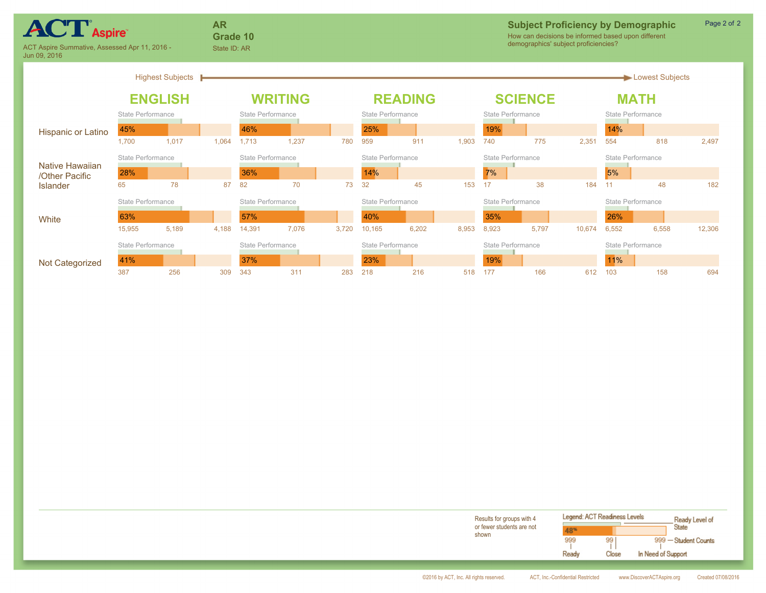ACT Aspire

ACT Aspire Summative, Assessed Apr 11, 2016 - Jun 09, 2016

**AR**
**Grade 10**
State ID: AR

## Subject Proficiency by Demographic

How can decisions be informed based upon different demographics' subject proficiencies?

Highest Subjects → Lowest Subjects

### ENGLISH | WRITING | READING | SCIENCE | MATH

**Hispanic or Latino**

State Performance
45%
1,700 1,017 1,064

State Performance
46%
1,713 1,237 780

State Performance
25%
959 911 1,903

State Performance
19%
740 775 2,351

State Performance
14%
554 818 2,497

**Native Hawaiian /Other Pacific Islander**

State Performance
28%
65 78 87

State Performance
36%
82 70 73

State Performance
14%
32 45 153

State Performance
7%
17 38 184

State Performance
5%
11 48 182

**White**

State Performance
63%
15,955 5,189 4,188

State Performance
57%
14,391 7,076 3,720

State Performance
40%
10,165 6,202 8,953

State Performance
35%
8,923 5,797 10,674

State Performance
26%
6,552 6,558 12,306

**Not Categorized**

State Performance
41%
387 256 309

State Performance
37%
343 311 283

State Performance
23%
218 216 518

State Performance
19%
177 166 612

State Performance
11%
103 158 694

Results for groups with 4 or fewer students are not shown

Legend: ACT Readiness Levels
48%
999 99 999
Ready Close In Need of Support
Ready Level of State
Student Counts

©2016 by ACT, Inc. All rights reserved. ACT, Inc.-Confidential Restricted www.DiscoverACTAspire.org Created 07/08/2016